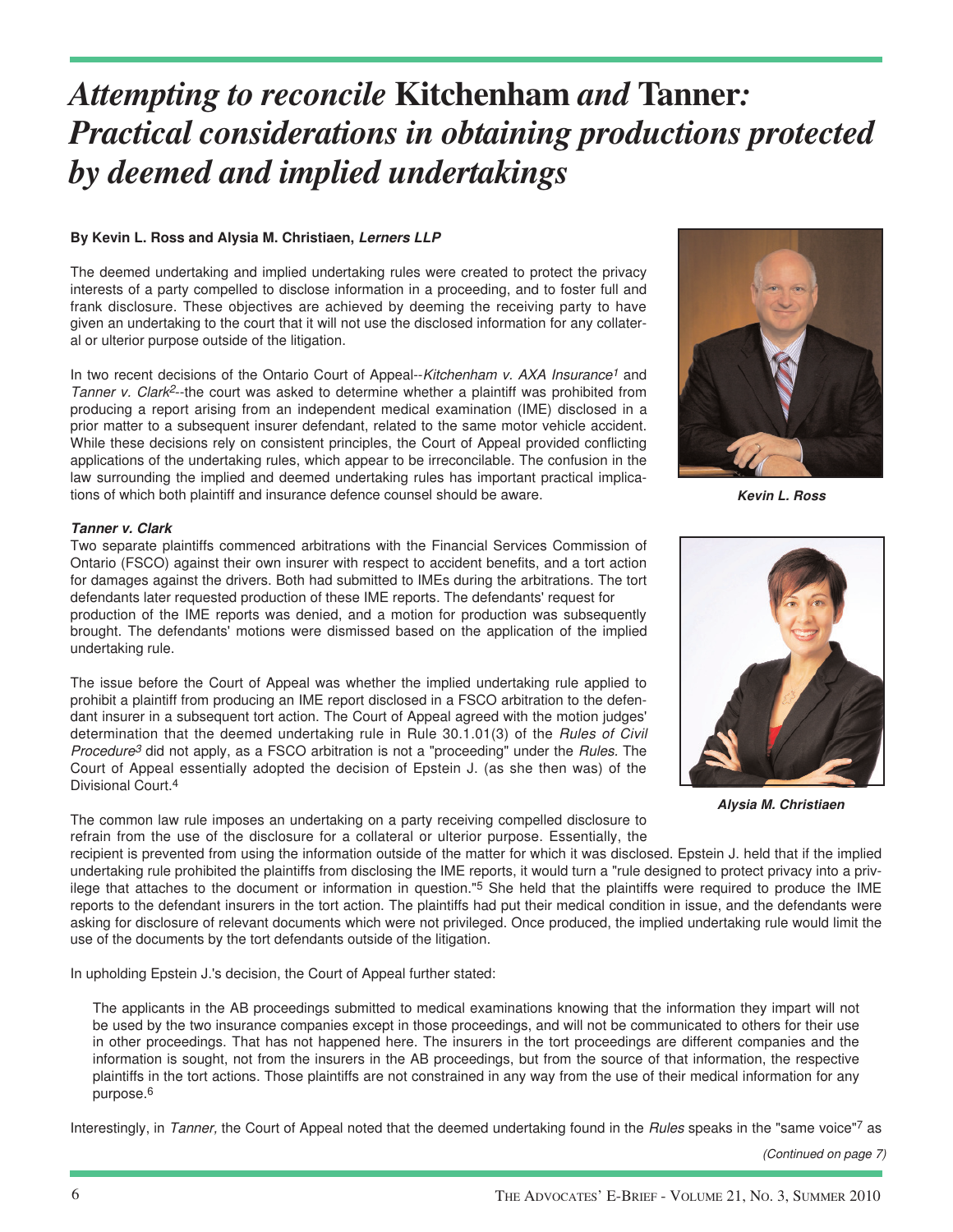# *Attempting to reconcile* Kitchenham *and* Tanner*: Practical considerations in obtaining productions protected by deemed and implied undertakings*

**By Kevin L. Ross and Alysia M. Christiaen, *Lerners LLP***

The deemed undertaking and implied undertaking rules were created to protect the privacy interests of a party compelled to disclose information in a proceeding, and to foster full and frank disclosure. These objectives are achieved by deeming the receiving party to have given an undertaking to the court that it will not use the disclosed information for any collateral or ulterior purpose outside of the litigation.

In two recent decisions of the Ontario Court of Appeal--*Kitchenham v. AXA Insurance*[1] and *Tanner v. Clark*[2]--the court was asked to determine whether a plaintiff was prohibited from producing a report arising from an independent medical examination (IME) disclosed in a prior matter to a subsequent insurer defendant, related to the same motor vehicle accident. While these decisions rely on consistent principles, the Court of Appeal provided conflicting applications of the undertaking rules, which appear to be irreconcilable. The confusion in the law surrounding the implied and deemed undertaking rules has important practical implications of which both plaintiff and insurance defence counsel should be aware.

**Kevin L. Ross**

**Alysia M. Christiaen**

***Tanner v. Clark***

Two separate plaintiffs commenced arbitrations with the Financial Services Commission of Ontario (FSCO) against their own insurer with respect to accident benefits, and a tort action for damages against the drivers. Both had submitted to IMEs during the arbitrations. The tort defendants later requested production of these IME reports. The defendants' request for production of the IME reports was denied, and a motion for production was subsequently brought. The defendants' motions were dismissed based on the application of the implied undertaking rule.

The issue before the Court of Appeal was whether the implied undertaking rule applied to prohibit a plaintiff from producing an IME report disclosed in a FSCO arbitration to the defendant insurer in a subsequent tort action. The Court of Appeal agreed with the motion judges' determination that the deemed undertaking rule in Rule 30.1.01(3) of the *Rules of Civil Procedure*[3] did not apply, as a FSCO arbitration is not a "proceeding" under the *Rules*. The Court of Appeal essentially adopted the decision of Epstein J. (as she then was) of the Divisional Court.[4]

The common law rule imposes an undertaking on a party receiving compelled disclosure to refrain from the use of the disclosure for a collateral or ulterior purpose. Essentially, the recipient is prevented from using the information outside of the matter for which it was disclosed. Epstein J. held that if the implied undertaking rule prohibited the plaintiffs from disclosing the IME reports, it would turn a "rule designed to protect privacy into a privilege that attaches to the document or information in question."[5] She held that the plaintiffs were required to produce the IME reports to the defendant insurers in the tort action. The plaintiffs had put their medical condition in issue, and the defendants were asking for disclosure of relevant documents which were not privileged. Once produced, the implied undertaking rule would limit the use of the documents by the tort defendants outside of the litigation.

In upholding Epstein J.'s decision, the Court of Appeal further stated:

> The applicants in the AB proceedings submitted to medical examinations knowing that the information they impart will not be used by the two insurance companies except in those proceedings, and will not be communicated to others for their use in other proceedings. That has not happened here. The insurers in the tort proceedings are different companies and the information is sought, not from the insurers in the AB proceedings, but from the source of that information, the respective plaintiffs in the tort actions. Those plaintiffs are not constrained in any way from the use of their medical information for any purpose.[6]

Interestingly, in *Tanner,* the Court of Appeal noted that the deemed undertaking found in the *Rules* speaks in the "same voice"[7] as

*(Continued on page 7)*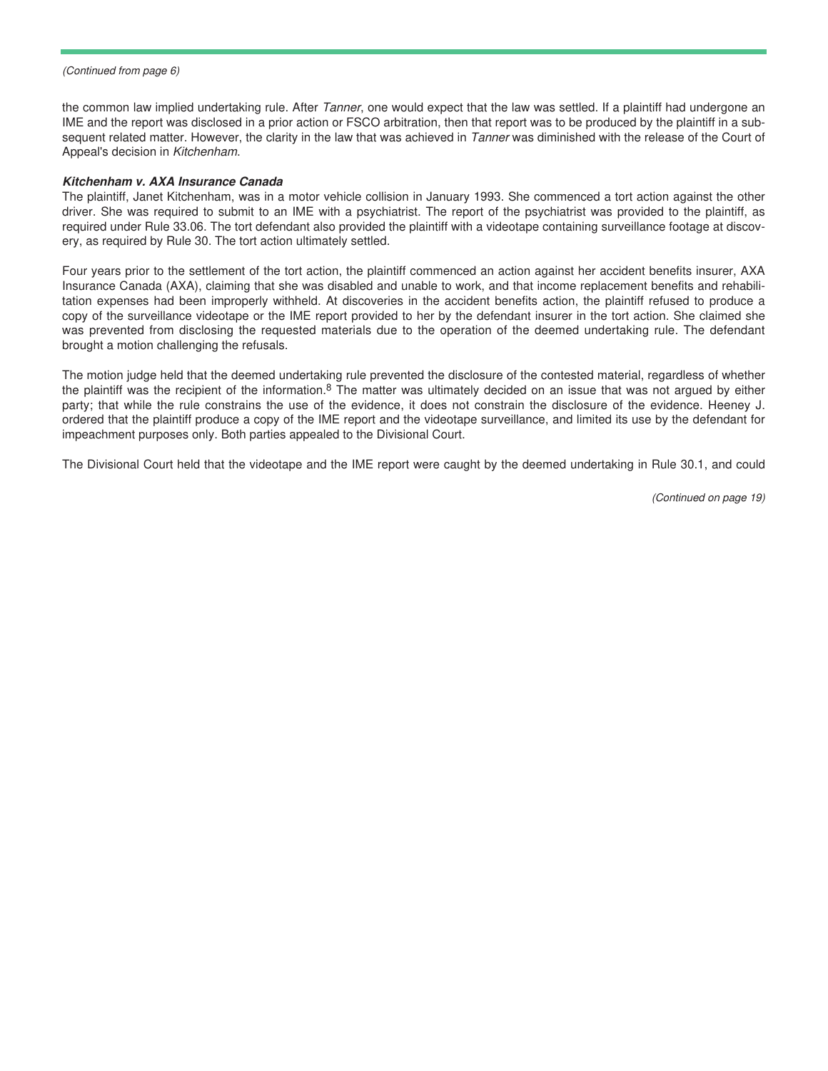*(Continued from page 6)*

the common law implied undertaking rule. After *Tanner*, one would expect that the law was settled. If a plaintiff had undergone an IME and the report was disclosed in a prior action or FSCO arbitration, then that report was to be produced by the plaintiff in a subsequent related matter. However, the clarity in the law that was achieved in *Tanner* was diminished with the release of the Court of Appeal's decision in *Kitchenham*.

***Kitchenham v. AXA Insurance Canada***

The plaintiff, Janet Kitchenham, was in a motor vehicle collision in January 1993. She commenced a tort action against the other driver. She was required to submit to an IME with a psychiatrist. The report of the psychiatrist was provided to the plaintiff, as required under Rule 33.06. The tort defendant also provided the plaintiff with a videotape containing surveillance footage at discovery, as required by Rule 30. The tort action ultimately settled.

Four years prior to the settlement of the tort action, the plaintiff commenced an action against her accident benefits insurer, AXA Insurance Canada (AXA), claiming that she was disabled and unable to work, and that income replacement benefits and rehabilitation expenses had been improperly withheld. At discoveries in the accident benefits action, the plaintiff refused to produce a copy of the surveillance videotape or the IME report provided to her by the defendant insurer in the tort action. She claimed she was prevented from disclosing the requested materials due to the operation of the deemed undertaking rule. The defendant brought a motion challenging the refusals.

The motion judge held that the deemed undertaking rule prevented the disclosure of the contested material, regardless of whether the plaintiff was the recipient of the information.[8] The matter was ultimately decided on an issue that was not argued by either party; that while the rule constrains the use of the evidence, it does not constrain the disclosure of the evidence. Heeney J. ordered that the plaintiff produce a copy of the IME report and the videotape surveillance, and limited its use by the defendant for impeachment purposes only. Both parties appealed to the Divisional Court.

The Divisional Court held that the videotape and the IME report were caught by the deemed undertaking in Rule 30.1, and could

*(Continued on page 19)*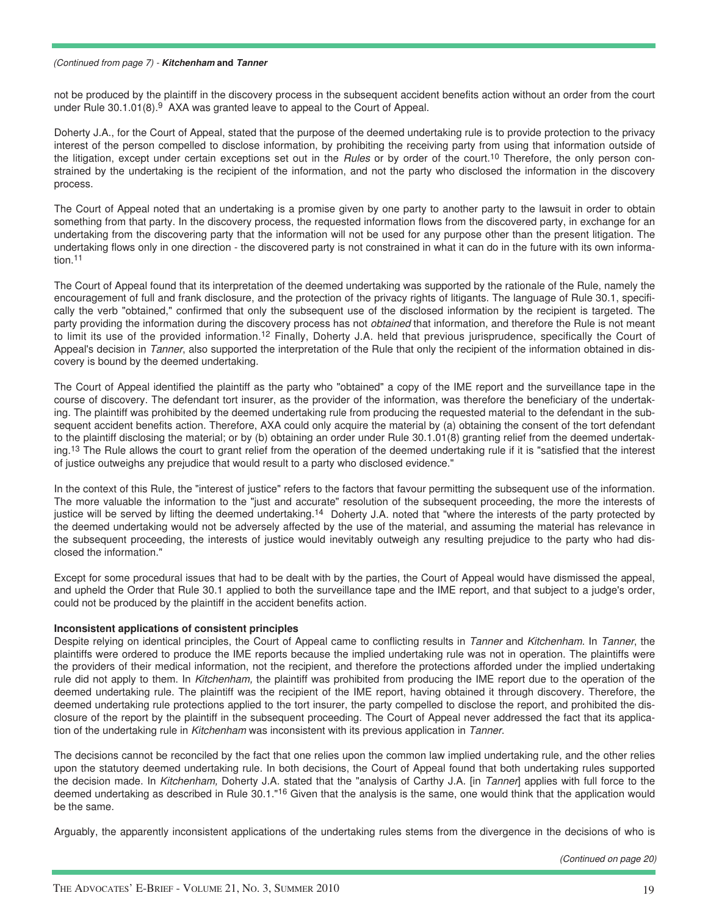*(Continued from page 7) - **Kitchenham** and **Tanner***

not be produced by the plaintiff in the discovery process in the subsequent accident benefits action without an order from the court under Rule 30.1.01(8).[9] AXA was granted leave to appeal to the Court of Appeal.

Doherty J.A., for the Court of Appeal, stated that the purpose of the deemed undertaking rule is to provide protection to the privacy interest of the person compelled to disclose information, by prohibiting the receiving party from using that information outside of the litigation, except under certain exceptions set out in the *Rules* or by order of the court.[10] Therefore, the only person constrained by the undertaking is the recipient of the information, and not the party who disclosed the information in the discovery process.

The Court of Appeal noted that an undertaking is a promise given by one party to another party to the lawsuit in order to obtain something from that party. In the discovery process, the requested information flows from the discovered party, in exchange for an undertaking from the discovering party that the information will not be used for any purpose other than the present litigation. The undertaking flows only in one direction - the discovered party is not constrained in what it can do in the future with its own information.[11]

The Court of Appeal found that its interpretation of the deemed undertaking was supported by the rationale of the Rule, namely the encouragement of full and frank disclosure, and the protection of the privacy rights of litigants. The language of Rule 30.1, specifically the verb "obtained," confirmed that only the subsequent use of the disclosed information by the recipient is targeted. The party providing the information during the discovery process has not *obtained* that information, and therefore the Rule is not meant to limit its use of the provided information.[12] Finally, Doherty J.A. held that previous jurisprudence, specifically the Court of Appeal's decision in *Tanner*, also supported the interpretation of the Rule that only the recipient of the information obtained in discovery is bound by the deemed undertaking.

The Court of Appeal identified the plaintiff as the party who "obtained" a copy of the IME report and the surveillance tape in the course of discovery. The defendant tort insurer, as the provider of the information, was therefore the beneficiary of the undertaking. The plaintiff was prohibited by the deemed undertaking rule from producing the requested material to the defendant in the subsequent accident benefits action. Therefore, AXA could only acquire the material by (a) obtaining the consent of the tort defendant to the plaintiff disclosing the material; or by (b) obtaining an order under Rule 30.1.01(8) granting relief from the deemed undertaking.[13] The Rule allows the court to grant relief from the operation of the deemed undertaking rule if it is "satisfied that the interest of justice outweighs any prejudice that would result to a party who disclosed evidence."

In the context of this Rule, the "interest of justice" refers to the factors that favour permitting the subsequent use of the information. The more valuable the information to the "just and accurate" resolution of the subsequent proceeding, the more the interests of justice will be served by lifting the deemed undertaking.[14] Doherty J.A. noted that "where the interests of the party protected by the deemed undertaking would not be adversely affected by the use of the material, and assuming the material has relevance in the subsequent proceeding, the interests of justice would inevitably outweigh any resulting prejudice to the party who had disclosed the information."

Except for some procedural issues that had to be dealt with by the parties, the Court of Appeal would have dismissed the appeal, and upheld the Order that Rule 30.1 applied to both the surveillance tape and the IME report, and that subject to a judge's order, could not be produced by the plaintiff in the accident benefits action.

**Inconsistent applications of consistent principles**

Despite relying on identical principles, the Court of Appeal came to conflicting results in *Tanner* and *Kitchenham*. In *Tanner*, the plaintiffs were ordered to produce the IME reports because the implied undertaking rule was not in operation. The plaintiffs were the providers of their medical information, not the recipient, and therefore the protections afforded under the implied undertaking rule did not apply to them. In *Kitchenham,* the plaintiff was prohibited from producing the IME report due to the operation of the deemed undertaking rule. The plaintiff was the recipient of the IME report, having obtained it through discovery. Therefore, the deemed undertaking rule protections applied to the tort insurer, the party compelled to disclose the report, and prohibited the disclosure of the report by the plaintiff in the subsequent proceeding. The Court of Appeal never addressed the fact that its application of the undertaking rule in *Kitchenham* was inconsistent with its previous application in *Tanner*.

The decisions cannot be reconciled by the fact that one relies upon the common law implied undertaking rule, and the other relies upon the statutory deemed undertaking rule. In both decisions, the Court of Appeal found that both undertaking rules supported the decision made. In *Kitchenham,* Doherty J.A. stated that the "analysis of Carthy J.A. [in *Tanner*] applies with full force to the deemed undertaking as described in Rule 30.1."[16] Given that the analysis is the same, one would think that the application would be the same.

Arguably, the apparently inconsistent applications of the undertaking rules stems from the divergence in the decisions of who is

*(Continued on page 20)*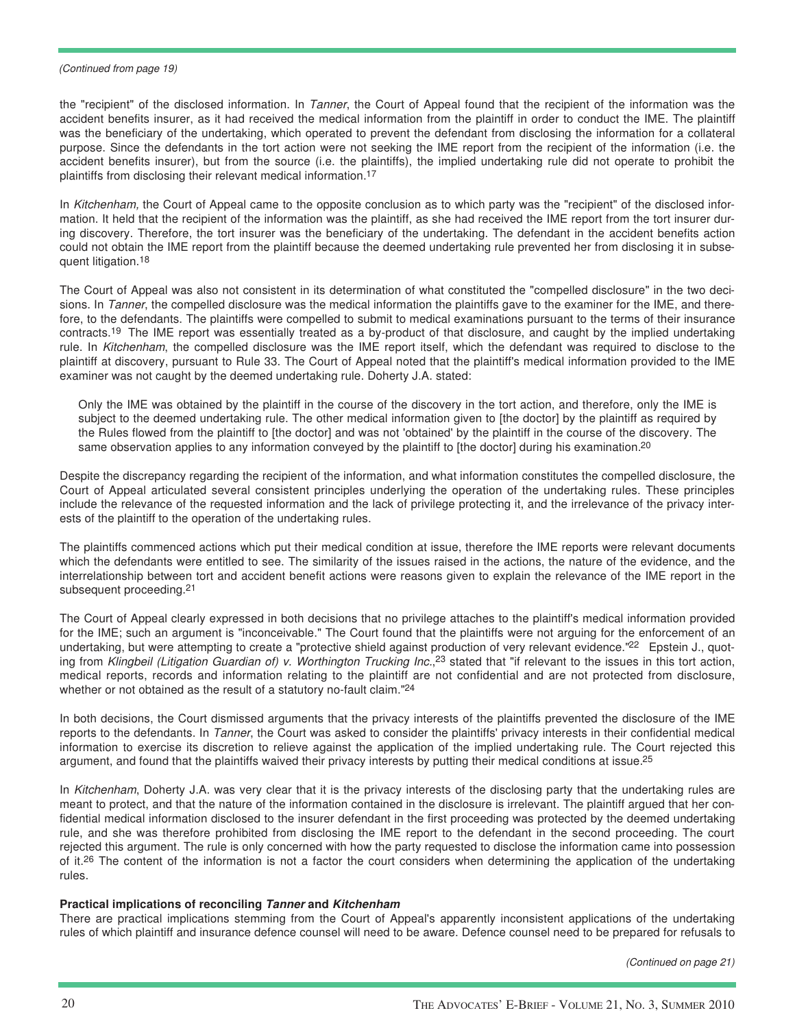*(Continued from page 19)*

the "recipient" of the disclosed information. In *Tanner*, the Court of Appeal found that the recipient of the information was the accident benefits insurer, as it had received the medical information from the plaintiff in order to conduct the IME. The plaintiff was the beneficiary of the undertaking, which operated to prevent the defendant from disclosing the information for a collateral purpose. Since the defendants in the tort action were not seeking the IME report from the recipient of the information (i.e. the accident benefits insurer), but from the source (i.e. the plaintiffs), the implied undertaking rule did not operate to prohibit the plaintiffs from disclosing their relevant medical information.[17]

In *Kitchenham,* the Court of Appeal came to the opposite conclusion as to which party was the "recipient" of the disclosed information. It held that the recipient of the information was the plaintiff, as she had received the IME report from the tort insurer during discovery. Therefore, the tort insurer was the beneficiary of the undertaking. The defendant in the accident benefits action could not obtain the IME report from the plaintiff because the deemed undertaking rule prevented her from disclosing it in subsequent litigation.[18]

The Court of Appeal was also not consistent in its determination of what constituted the "compelled disclosure" in the two decisions. In *Tanner*, the compelled disclosure was the medical information the plaintiffs gave to the examiner for the IME, and therefore, to the defendants. The plaintiffs were compelled to submit to medical examinations pursuant to the terms of their insurance contracts.[19] The IME report was essentially treated as a by-product of that disclosure, and caught by the implied undertaking rule. In *Kitchenham*, the compelled disclosure was the IME report itself, which the defendant was required to disclose to the plaintiff at discovery, pursuant to Rule 33. The Court of Appeal noted that the plaintiff's medical information provided to the IME examiner was not caught by the deemed undertaking rule. Doherty J.A. stated:

> Only the IME was obtained by the plaintiff in the course of the discovery in the tort action, and therefore, only the IME is subject to the deemed undertaking rule. The other medical information given to [the doctor] by the plaintiff as required by the Rules flowed from the plaintiff to [the doctor] and was not 'obtained' by the plaintiff in the course of the discovery. The same observation applies to any information conveyed by the plaintiff to [the doctor] during his examination.[20]

Despite the discrepancy regarding the recipient of the information, and what information constitutes the compelled disclosure, the Court of Appeal articulated several consistent principles underlying the operation of the undertaking rules. These principles include the relevance of the requested information and the lack of privilege protecting it, and the irrelevance of the privacy interests of the plaintiff to the operation of the undertaking rules.

The plaintiffs commenced actions which put their medical condition at issue, therefore the IME reports were relevant documents which the defendants were entitled to see. The similarity of the issues raised in the actions, the nature of the evidence, and the interrelationship between tort and accident benefit actions were reasons given to explain the relevance of the IME report in the subsequent proceeding.[21]

The Court of Appeal clearly expressed in both decisions that no privilege attaches to the plaintiff's medical information provided for the IME; such an argument is "inconceivable." The Court found that the plaintiffs were not arguing for the enforcement of an undertaking, but were attempting to create a "protective shield against production of very relevant evidence."[22] Epstein J., quoting from *Klingbeil (Litigation Guardian of) v. Worthington Trucking Inc.*,[23] stated that "if relevant to the issues in this tort action, medical reports, records and information relating to the plaintiff are not confidential and are not protected from disclosure, whether or not obtained as the result of a statutory no-fault claim."[24]

In both decisions, the Court dismissed arguments that the privacy interests of the plaintiffs prevented the disclosure of the IME reports to the defendants. In *Tanner*, the Court was asked to consider the plaintiffs' privacy interests in their confidential medical information to exercise its discretion to relieve against the application of the implied undertaking rule. The Court rejected this argument, and found that the plaintiffs waived their privacy interests by putting their medical conditions at issue.[25]

In *Kitchenham*, Doherty J.A. was very clear that it is the privacy interests of the disclosing party that the undertaking rules are meant to protect, and that the nature of the information contained in the disclosure is irrelevant. The plaintiff argued that her confidential medical information disclosed to the insurer defendant in the first proceeding was protected by the deemed undertaking rule, and she was therefore prohibited from disclosing the IME report to the defendant in the second proceeding. The court rejected this argument. The rule is only concerned with how the party requested to disclose the information came into possession of it.[26] The content of the information is not a factor the court considers when determining the application of the undertaking rules.

**Practical implications of reconciling *Tanner* and *Kitchenham***

There are practical implications stemming from the Court of Appeal's apparently inconsistent applications of the undertaking rules of which plaintiff and insurance defence counsel will need to be aware. Defence counsel need to be prepared for refusals to

*(Continued on page 21)*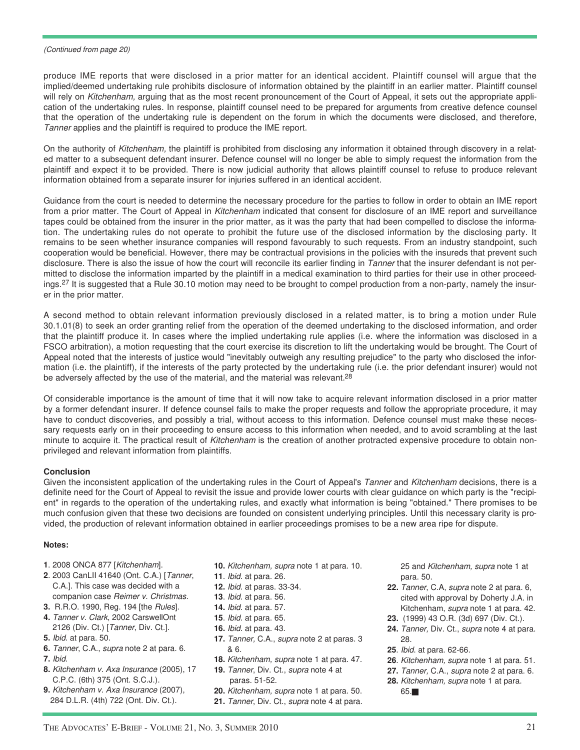*(Continued from page 20)*

produce IME reports that were disclosed in a prior matter for an identical accident. Plaintiff counsel will argue that the implied/deemed undertaking rule prohibits disclosure of information obtained by the plaintiff in an earlier matter. Plaintiff counsel will rely on *Kitchenham*, arguing that as the most recent pronouncement of the Court of Appeal, it sets out the appropriate application of the undertaking rules. In response, plaintiff counsel need to be prepared for arguments from creative defence counsel that the operation of the undertaking rule is dependent on the forum in which the documents were disclosed, and therefore, *Tanner* applies and the plaintiff is required to produce the IME report.

On the authority of *Kitchenham,* the plaintiff is prohibited from disclosing any information it obtained through discovery in a related matter to a subsequent defendant insurer. Defence counsel will no longer be able to simply request the information from the plaintiff and expect it to be provided. There is now judicial authority that allows plaintiff counsel to refuse to produce relevant information obtained from a separate insurer for injuries suffered in an identical accident.

Guidance from the court is needed to determine the necessary procedure for the parties to follow in order to obtain an IME report from a prior matter. The Court of Appeal in *Kitchenham* indicated that consent for disclosure of an IME report and surveillance tapes could be obtained from the insurer in the prior matter, as it was the party that had been compelled to disclose the information. The undertaking rules do not operate to prohibit the future use of the disclosed information by the disclosing party. It remains to be seen whether insurance companies will respond favourably to such requests. From an industry standpoint, such cooperation would be beneficial. However, there may be contractual provisions in the policies with the insureds that prevent such disclosure. There is also the issue of how the court will reconcile its earlier finding in *Tanner* that the insurer defendant is not permitted to disclose the information imparted by the plaintiff in a medical examination to third parties for their use in other proceedings.[27] It is suggested that a Rule 30.10 motion may need to be brought to compel production from a non-party, namely the insurer in the prior matter.

A second method to obtain relevant information previously disclosed in a related matter, is to bring a motion under Rule 30.1.01(8) to seek an order granting relief from the operation of the deemed undertaking to the disclosed information, and order that the plaintiff produce it. In cases where the implied undertaking rule applies (i.e. where the information was disclosed in a FSCO arbitration), a motion requesting that the court exercise its discretion to lift the undertaking would be brought. The Court of Appeal noted that the interests of justice would "inevitably outweigh any resulting prejudice" to the party who disclosed the information (i.e. the plaintiff), if the interests of the party protected by the undertaking rule (i.e. the prior defendant insurer) would not be adversely affected by the use of the material, and the material was relevant.[28]

Of considerable importance is the amount of time that it will now take to acquire relevant information disclosed in a prior matter by a former defendant insurer. If defence counsel fails to make the proper requests and follow the appropriate procedure, it may have to conduct discoveries, and possibly a trial, without access to this information. Defence counsel must make these necessary requests early on in their proceeding to ensure access to this information when needed, and to avoid scrambling at the last minute to acquire it. The practical result of *Kitchenham* is the creation of another protracted expensive procedure to obtain non-privileged and relevant information from plaintiffs.

**Conclusion**

Given the inconsistent application of the undertaking rules in the Court of Appeal's *Tanner* and *Kitchenham* decisions, there is a definite need for the Court of Appeal to revisit the issue and provide lower courts with clear guidance on which party is the "recipient" in regards to the operation of the undertaking rules, and exactly what information is being "obtained." There promises to be much confusion given that these two decisions are founded on consistent underlying principles. Until this necessary clarity is provided, the production of relevant information obtained in earlier proceedings promises to be a new area ripe for dispute.

**Notes:**

**1**. 2008 ONCA 877 [*Kitchenham*].
**2**. 2003 CanLII 41640 (Ont. C.A.) [*Tanner*, C.A.]. This case was decided with a companion case *Reimer v. Christmas*.
**3.** R.R.O. 1990, Reg. 194 [the *Rules*].
**4.** *Tanner v. Clark*, 2002 CarswellOnt 2126 (Div. Ct.) [*Tanner*, Div. Ct.].
**5.** *Ibid*. at para. 50.
**6.** *Tanner*, C.A., *supra* note 2 at para. 6.
**7.** *Ibid.*
**8.** *Kitchenham v. Axa Insurance* (2005), 17 C.P.C. (6th) 375 (Ont. S.C.J.).
**9.** *Kitchenham v. Axa Insurance* (2007), 284 D.L.R. (4th) 722 (Ont. Div. Ct.).
**10.** *Kitchenham, supra* note 1 at para. 10.
**11**. *Ibid*. at para. 26.
**12.** *Ibid*. at paras. 33-34.
**13**. *Ibid*. at para. 56.
**14.** *Ibid*. at para. 57.
**15**. *Ibid*. at para. 65.
**16.** *Ibid*. at para. 43.
**17.** *Tanner,* C.A., *supra* note 2 at paras. 3 & 6.
**18.** *Kitchenham, supra* note 1 at para. 47.
**19.** *Tanner*, Div. Ct., *supra* note 4 at paras. 51-52.
**20.** *Kitchenham, supra* note 1 at para. 50.
**21.** *Tanner*, Div. Ct., *supra* note 4 at para. 25 and *Kitchenham, supra* note 1 at para. 50.
**22.** *Tanner*, C.A, *supra* note 2 at para. 6, cited with approval by Doherty J.A. in Kitchenham, *supra* note 1 at para. 42.
**23.** (1999) 43 O.R. (3d) 697 (Div. Ct.).
**24.** *Tanner,* Div. Ct., *supra* note 4 at para. 28.
**25**. *Ibid*. at para. 62-66.
**26**. *Kitchenham, supra* note 1 at para. 51.
**27.** *Tanner,* C.A., *supra* note 2 at para. 6.
**28.** *Kitchenham, supra* note 1 at para. 65.■